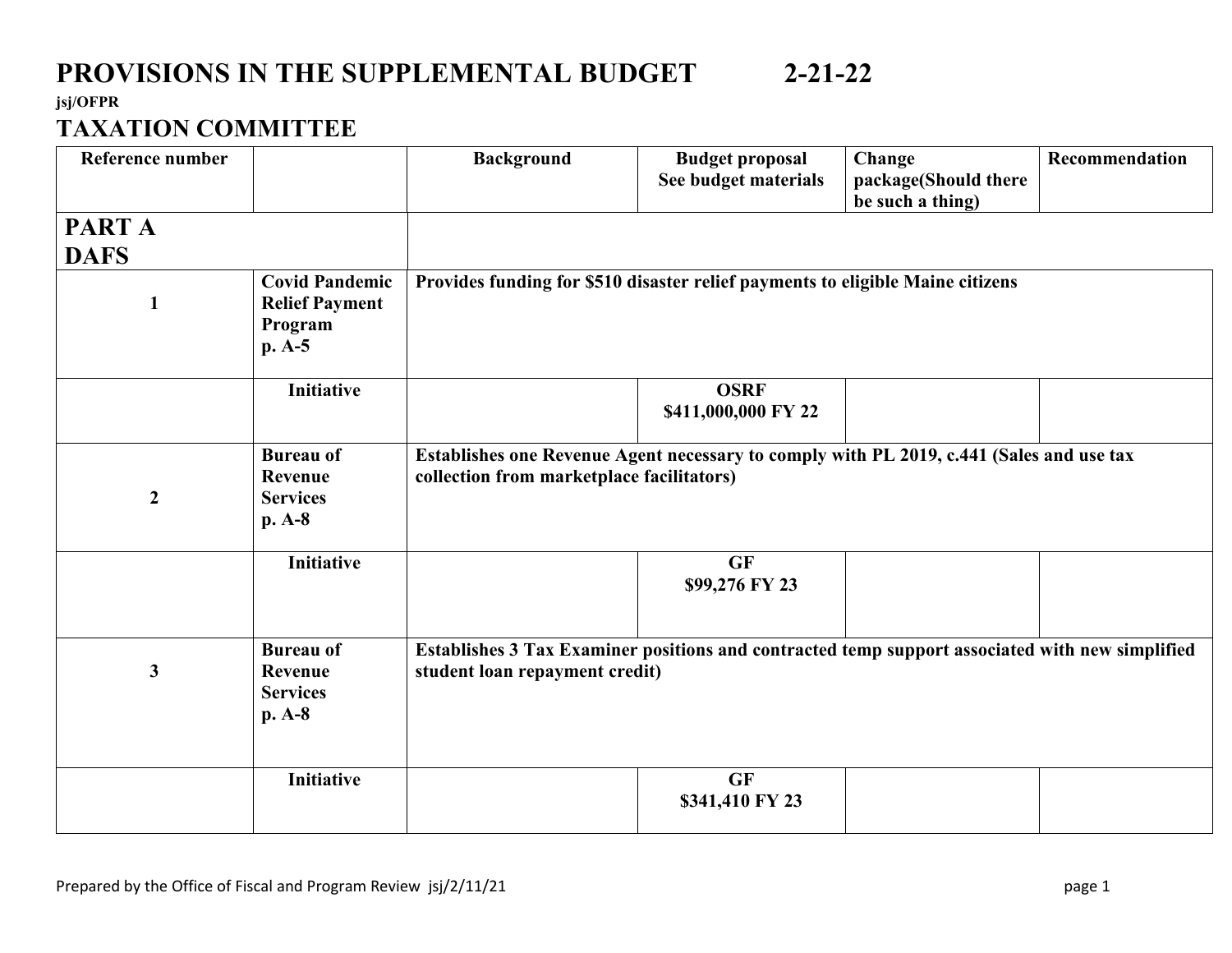# PROVISIONS IN THE SUPPLEMENTAL BUDGET 2-21-22

**jsj/OFPR**

## TAXATION COMMITTEE

| Reference number | | Background | Budget proposal See budget materials | Change package(Should there be such a thing) | Recommendation |
|---|---|---|---|---|---|
| **PART A DAFS** | | | | | |
| **1** | **Covid Pandemic Relief Payment Program p. A-5** | **Provides funding for $510 disaster relief payments to eligible Maine citizens** | | | |
| | **Initiative** | | **OSRF $411,000,000 FY 22** | | |
| **2** | **Bureau of Revenue Services p. A-8** | **Establishes one Revenue Agent necessary to comply with PL 2019, c.441 (Sales and use tax collection from marketplace facilitators)** | | | |
| | **Initiative** | | **GF $99,276 FY 23** | | |
| **3** | **Bureau of Revenue Services p. A-8** | **Establishes 3 Tax Examiner positions and contracted temp support associated with new simplified student loan repayment credit)** | | | |
| | **Initiative** | | **GF $341,410 FY 23** | | |

Prepared by the Office of Fiscal and Program Review jsj/2/11/21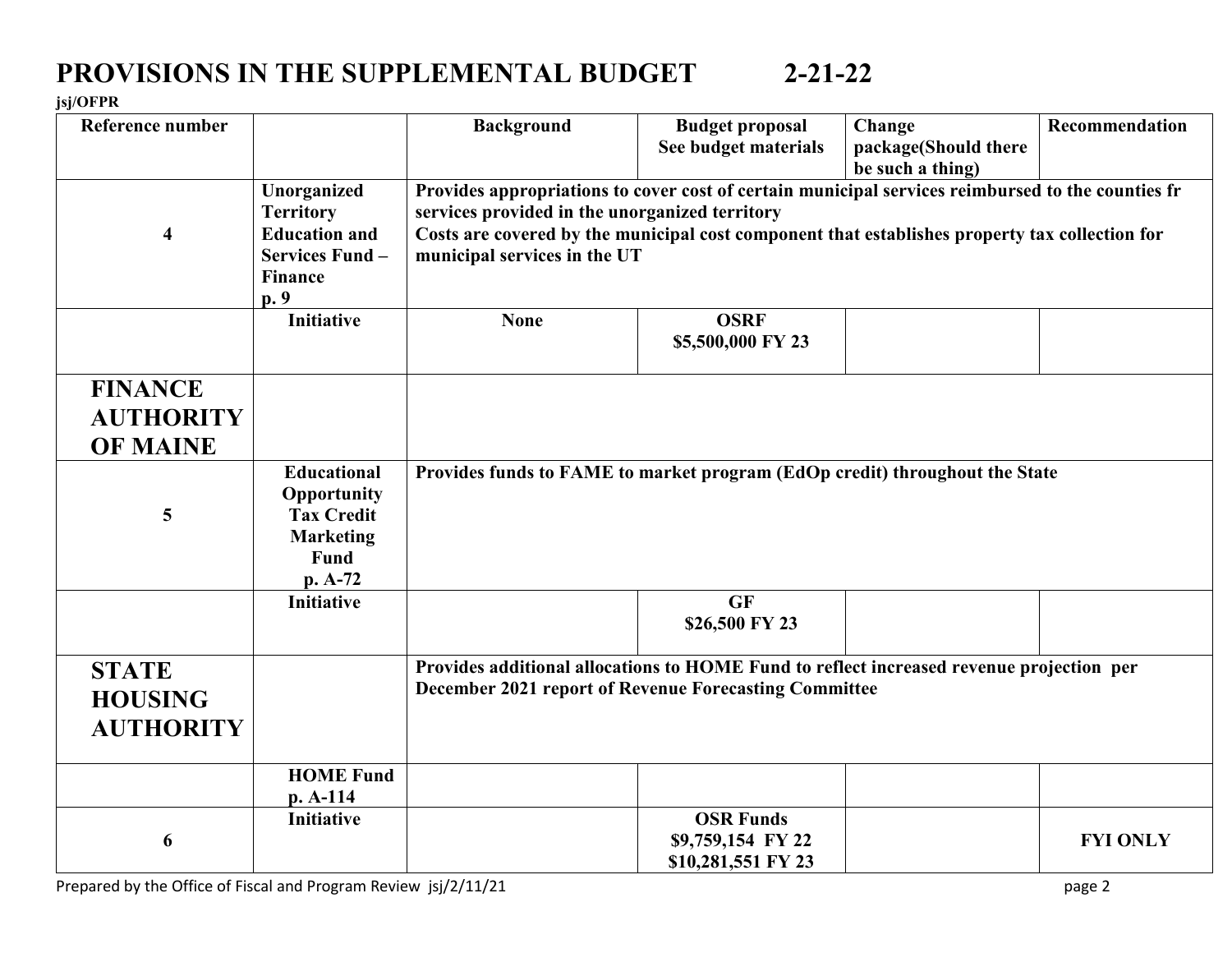# PROVISIONS IN THE SUPPLEMENTAL BUDGET 2-21-22

**jsj/OFPR**

| Reference number | | Background | Budget proposal See budget materials | Change package(Should there be such a thing) | Recommendation |
|---|---|---|---|---|---|
| **4** | **Unorganized Territory Education and Services Fund – Finance p. 9** | **Provides appropriations to cover cost of certain municipal services reimbursed to the counties fr services provided in the unorganized territory Costs are covered by the municipal cost component that establishes property tax collection for municipal services in the UT** | | | |
| | **Initiative** | **None** | **OSRF $5,500,000 FY 23** | | |
| **FINANCE AUTHORITY OF MAINE** | | | | | |
| **5** | **Educational Opportunity Tax Credit Marketing Fund p. A-72** | **Provides funds to FAME to market program (EdOp credit) throughout the State** | | | |
| | **Initiative** | | **GF $26,500 FY 23** | | |
| **STATE HOUSING AUTHORITY** | | **Provides additional allocations to HOME Fund to reflect increased revenue projection per December 2021 report of Revenue Forecasting Committee** | | | |
| | **HOME Fund p. A-114** | | | | |
| **6** | **Initiative** | | **OSR Funds $9,759,154 FY 22 $10,281,551 FY 23** | | **FYI ONLY** |

Prepared by the Office of Fiscal and Program Review jsj/2/11/21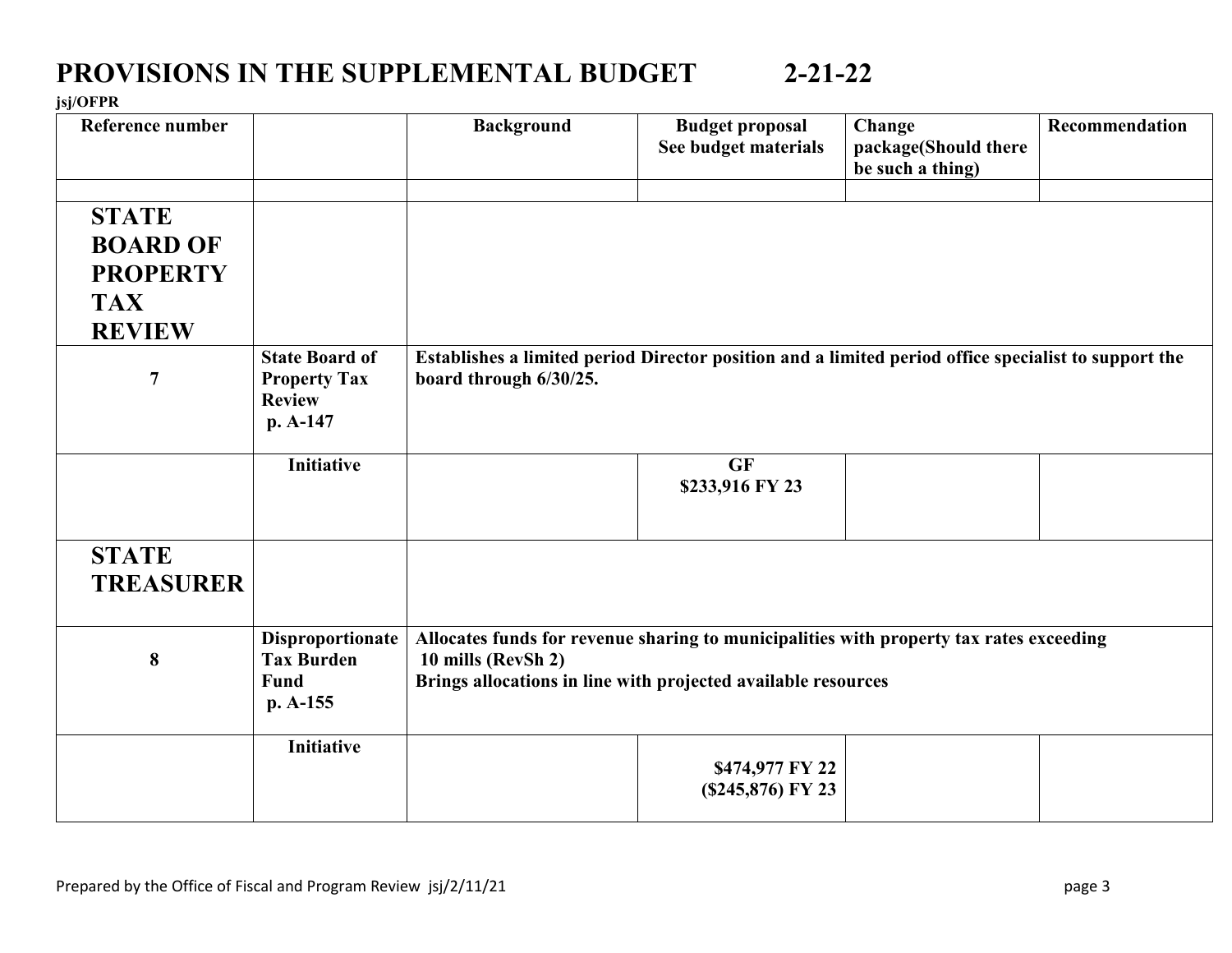# PROVISIONS IN THE SUPPLEMENTAL BUDGET 2-21-22

**jsj/OFPR**

| Reference number | | Background | Budget proposal See budget materials | Change package(Should there be such a thing) | Recommendation |
|---|---|---|---|---|---|
| | | | | | |
| **STATE BOARD OF PROPERTY TAX REVIEW** | | | | | |
| **7** | **State Board of Property Tax Review p. A-147** | **Establishes a limited period Director position and a limited period office specialist to support the board through 6/30/25.** | | | |
| | **Initiative** | | **GF $233,916 FY 23** | | |
| **STATE TREASURER** | | | | | |
| **8** | **Disproportionate Tax Burden Fund p. A-155** | **Allocates funds for revenue sharing to municipalities with property tax rates exceeding 10 mills (RevSh 2)<br>Brings allocations in line with projected available resources** | | | |
| | **Initiative** | | **$474,977 FY 22<br>($245,876) FY 23** | | |

Prepared by the Office of Fiscal and Program Review jsj/2/11/21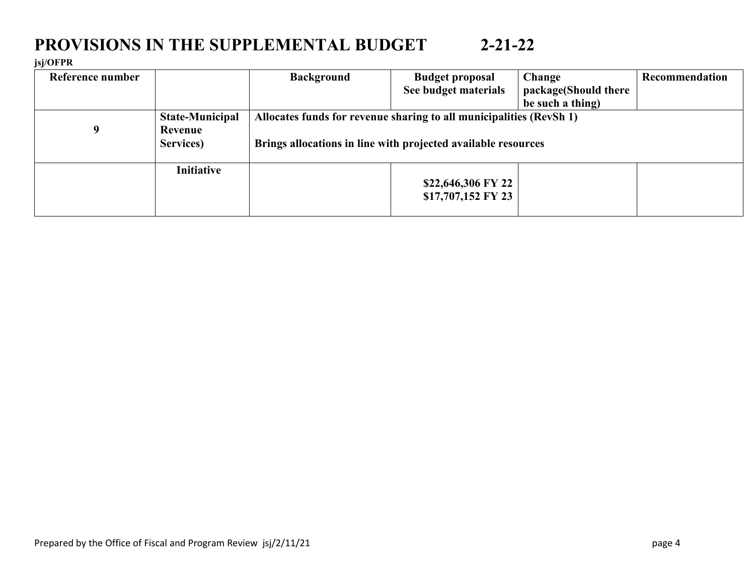# PROVISIONS IN THE SUPPLEMENTAL BUDGET 2-21-22

**jsj/OFPR**

| Reference number | | Background | Budget proposal See budget materials | Change package(Should there be such a thing) | Recommendation |
|---|---|---|---|---|---|
| **9** | **State-Municipal Revenue Services)** | **Allocates funds for revenue sharing to all municipalities (RevSh 1)**<br><br>**Brings allocations in line with projected available resources** | | | |
| | **Initiative** | | **$22,646,306 FY 22**<br>**$17,707,152 FY 23** | | |

Prepared by the Office of Fiscal and Program Review jsj/2/11/21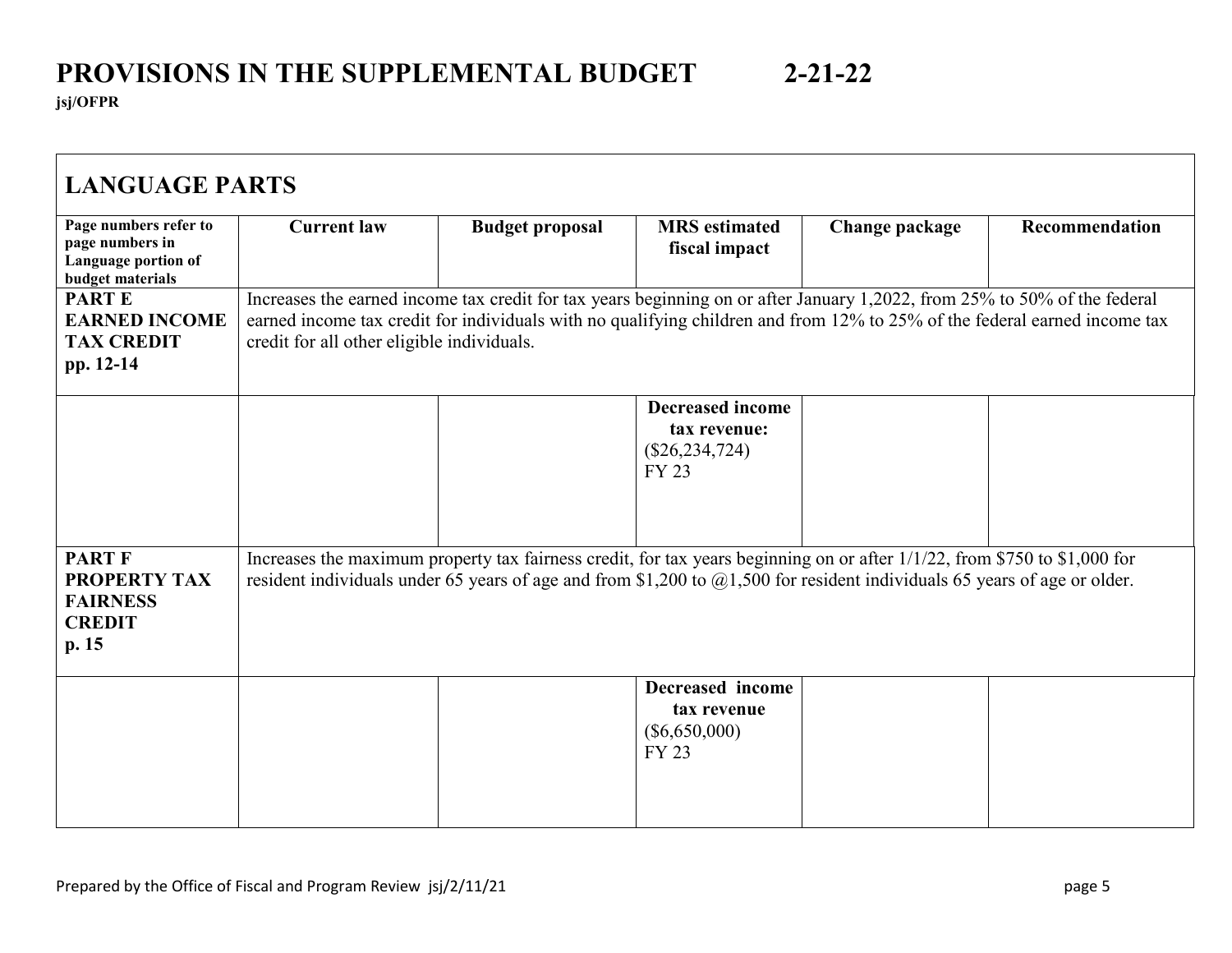# PROVISIONS IN THE SUPPLEMENTAL BUDGET 2-21-22

**jsj/OFPR**

## LANGUAGE PARTS

| Page numbers refer to page numbers in Language portion of budget materials | Current law | Budget proposal | MRS estimated fiscal impact | Change package | Recommendation |
|---|---|---|---|---|---|
| **PART E EARNED INCOME TAX CREDIT pp. 12-14** | Increases the earned income tax credit for tax years beginning on or after January 1,2022, from 25% to 50% of the federal earned income tax credit for individuals with no qualifying children and from 12% to 25% of the federal earned income tax credit for all other eligible individuals. | | | | |
| | | | **Decreased income tax revenue:** ($26,234,724) FY 23 | | |
| **PART F PROPERTY TAX FAIRNESS CREDIT p. 15** | Increases the maximum property tax fairness credit, for tax years beginning on or after 1/1/22, from $750 to $1,000 for resident individuals under 65 years of age and from $1,200 to @1,500 for resident individuals 65 years of age or older. | | | | |
| | | | **Decreased income tax revenue** ($6,650,000) FY 23 | | |

Prepared by the Office of Fiscal and Program Review jsj/2/11/21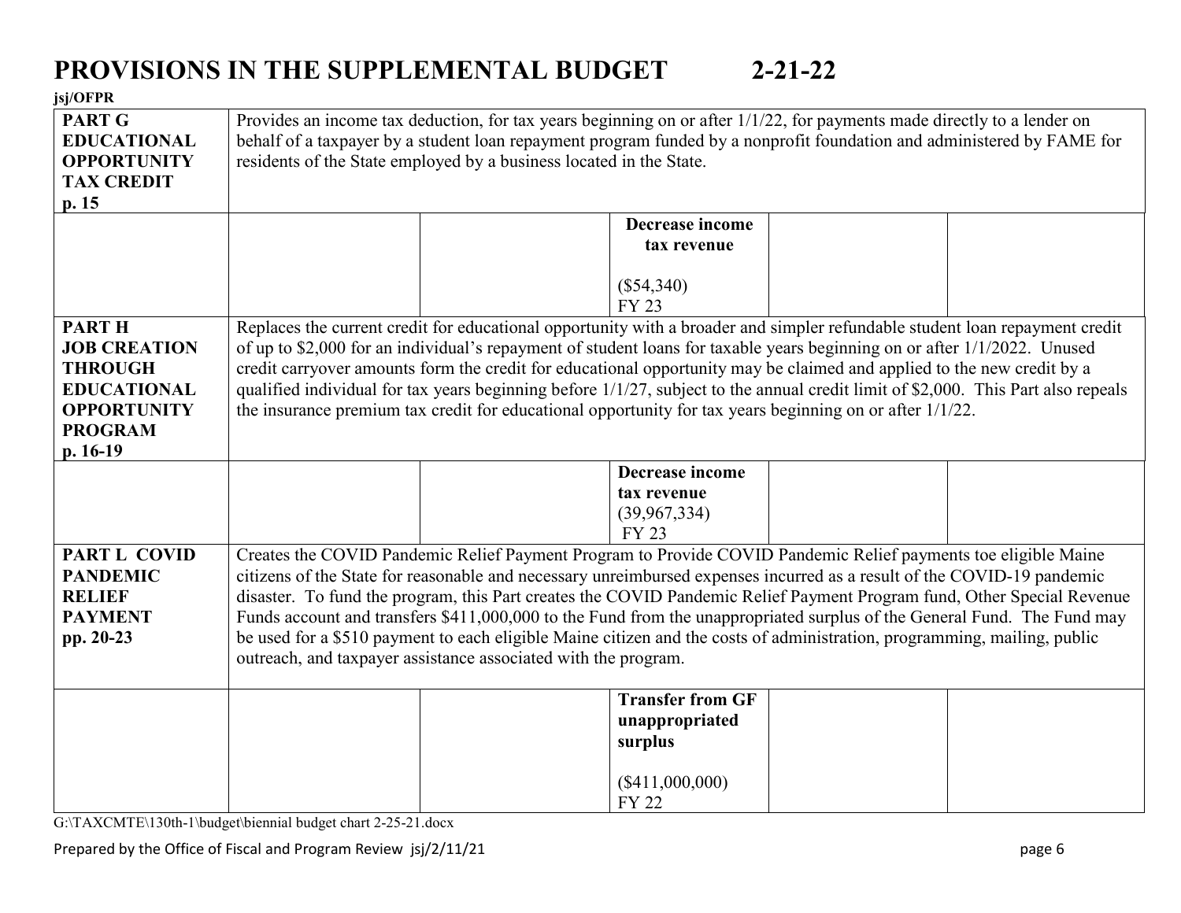# PROVISIONS IN THE SUPPLEMENTAL BUDGET 2-21-22

**jsj/OFPR**

| | | | | | |
|---|---|---|---|---|---|
| **PART G EDUCATIONAL OPPORTUNITY TAX CREDIT p. 15** | Provides an income tax deduction, for tax years beginning on or after 1/1/22, for payments made directly to a lender on behalf of a taxpayer by a student loan repayment program funded by a nonprofit foundation and administered by FAME for residents of the State employed by a business located in the State. | | | | |
| | | | **Decrease income tax revenue** (\$54,340) FY 23 | | |
| **PART H JOB CREATION THROUGH EDUCATIONAL OPPORTUNITY PROGRAM p. 16-19** | Replaces the current credit for educational opportunity with a broader and simpler refundable student loan repayment credit of up to \$2,000 for an individual's repayment of student loans for taxable years beginning on or after 1/1/2022. Unused credit carryover amounts form the credit for educational opportunity may be claimed and applied to the new credit by a qualified individual for tax years beginning before 1/1/27, subject to the annual credit limit of \$2,000. This Part also repeals the insurance premium tax credit for educational opportunity for tax years beginning on or after 1/1/22. | | | | |
| | | | **Decrease income tax revenue** (39,967,334) FY 23 | | |
| **PART L COVID PANDEMIC RELIEF PAYMENT pp. 20-23** | Creates the COVID Pandemic Relief Payment Program to Provide COVID Pandemic Relief payments toe eligible Maine citizens of the State for reasonable and necessary unreimbursed expenses incurred as a result of the COVID-19 pandemic disaster. To fund the program, this Part creates the COVID Pandemic Relief Payment Program fund, Other Special Revenue Funds account and transfers \$411,000,000 to the Fund from the unappropriated surplus of the General Fund. The Fund may be used for a \$510 payment to each eligible Maine citizen and the costs of administration, programming, mailing, public outreach, and taxpayer assistance associated with the program. | | | | |
| | | | **Transfer from GF unappropriated surplus** (\$411,000,000) FY 22 | | |

G:\TAXCMTE\130th-1\budget\biennial budget chart 2-25-21.docx

Prepared by the Office of Fiscal and Program Review jsj/2/11/21